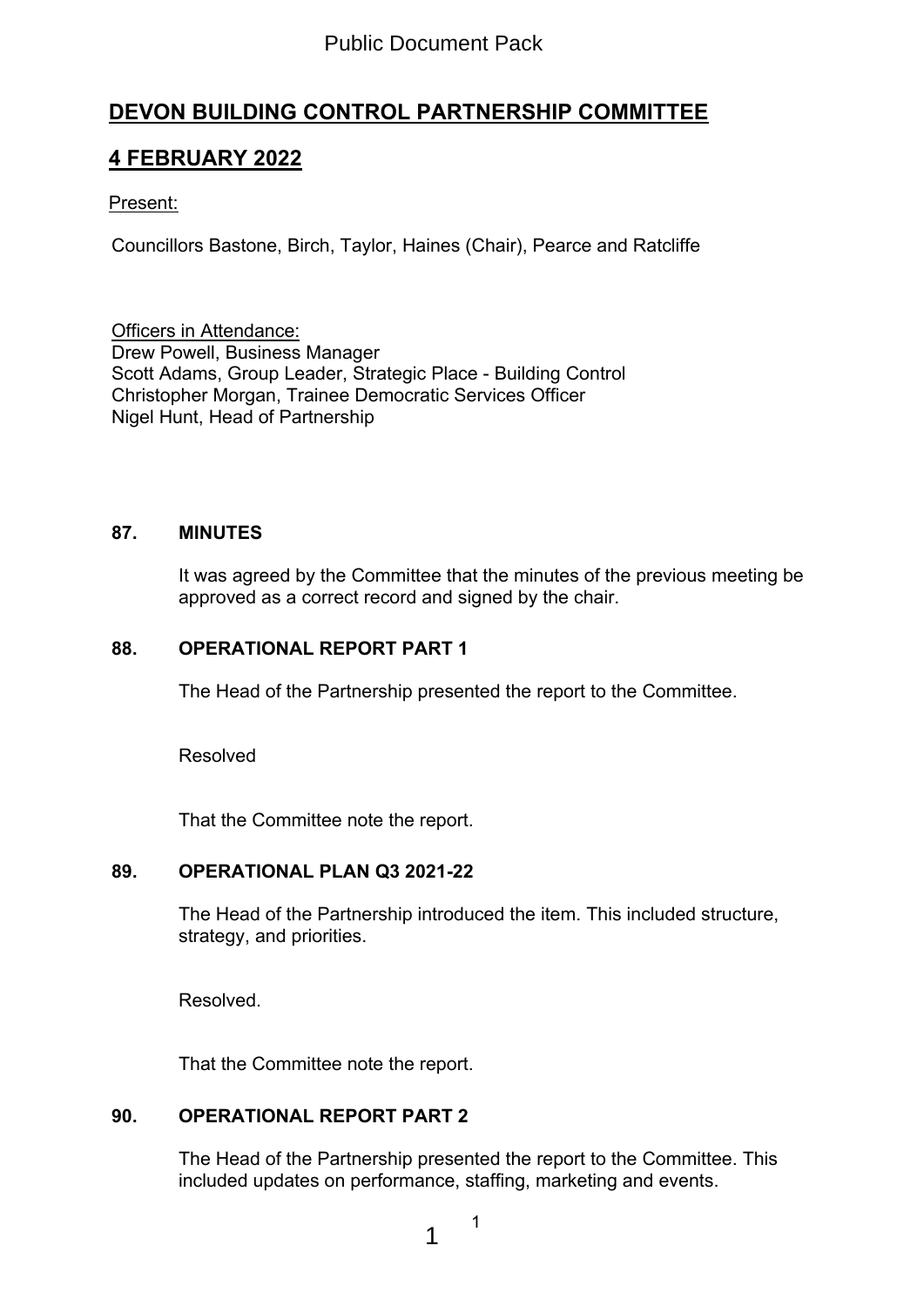Public Document Pack

# DEVON BUILDING CONTROL PARTNERSHIP COMMITTEE

## 4 FEBRUARY 2022

Present:

Councillors Bastone, Birch, Taylor, Haines (Chair), Pearce and Ratcliffe

Officers in Attendance:
Drew Powell, Business Manager
Scott Adams, Group Leader, Strategic Place - Building Control
Christopher Morgan, Trainee Democratic Services Officer
Nigel Hunt, Head of Partnership

### 87. MINUTES

It was agreed by the Committee that the minutes of the previous meeting be approved as a correct record and signed by the chair.

### 88. OPERATIONAL REPORT PART 1

The Head of the Partnership presented the report to the Committee.

Resolved

That the Committee note the report.

### 89. OPERATIONAL PLAN Q3 2021-22

The Head of the Partnership introduced the item. This included structure, strategy, and priorities.

Resolved.

That the Committee note the report.

### 90. OPERATIONAL REPORT PART 2

The Head of the Partnership presented the report to the Committee. This included updates on performance, staffing, marketing and events.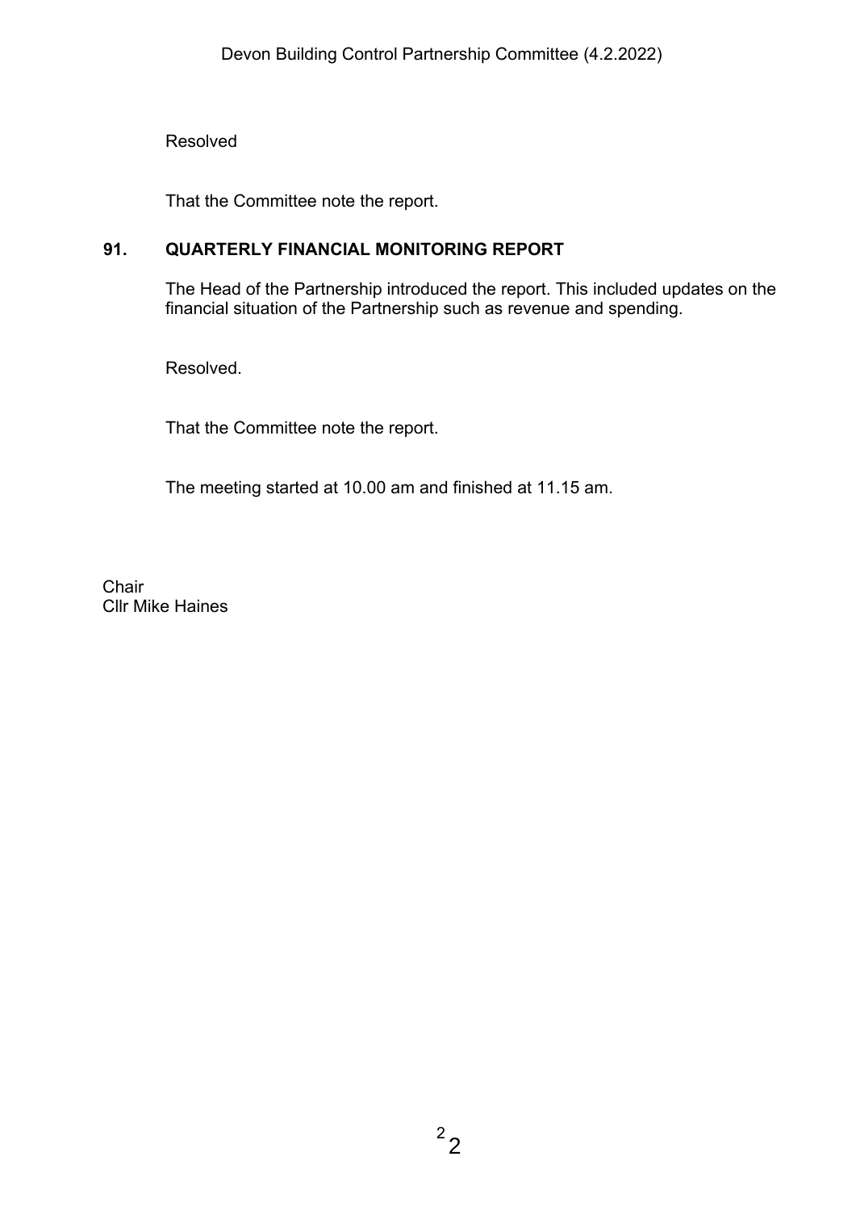Resolved

That the Committee note the report.

## 91. QUARTERLY FINANCIAL MONITORING REPORT

The Head of the Partnership introduced the report. This included updates on the financial situation of the Partnership such as revenue and spending.

Resolved.

That the Committee note the report.

The meeting started at 10.00 am and finished at 11.15 am.

Chair
Cllr Mike Haines